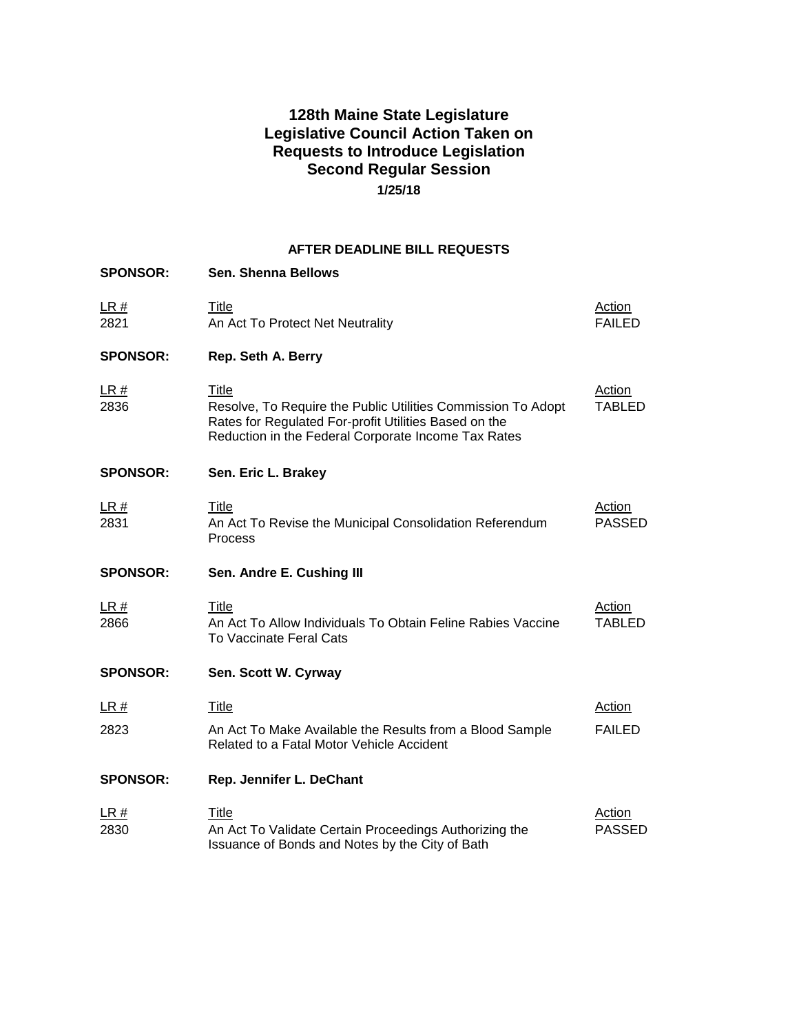# 128th Maine State Legislature
# Legislative Council Action Taken on Requests to Introduce Legislation
# Second Regular Session

**1/25/18**

## AFTER DEADLINE BILL REQUESTS

**SPONSOR: Sen. Shenna Bellows**

| LR # | Title | Action |
|---|---|---|
| 2821 | An Act To Protect Net Neutrality | FAILED |

**SPONSOR: Rep. Seth A. Berry**

| LR # | Title | Action |
|---|---|---|
| 2836 | Resolve, To Require the Public Utilities Commission To Adopt Rates for Regulated For-profit Utilities Based on the Reduction in the Federal Corporate Income Tax Rates | TABLED |

**SPONSOR: Sen. Eric L. Brakey**

| LR # | Title | Action |
|---|---|---|
| 2831 | An Act To Revise the Municipal Consolidation Referendum Process | PASSED |

**SPONSOR: Sen. Andre E. Cushing III**

| LR # | Title | Action |
|---|---|---|
| 2866 | An Act To Allow Individuals To Obtain Feline Rabies Vaccine To Vaccinate Feral Cats | TABLED |

**SPONSOR: Sen. Scott W. Cyrway**

| LR # | Title | Action |
|---|---|---|
| 2823 | An Act To Make Available the Results from a Blood Sample Related to a Fatal Motor Vehicle Accident | FAILED |

**SPONSOR: Rep. Jennifer L. DeChant**

| LR # | Title | Action |
|---|---|---|
| 2830 | An Act To Validate Certain Proceedings Authorizing the Issuance of Bonds and Notes by the City of Bath | PASSED |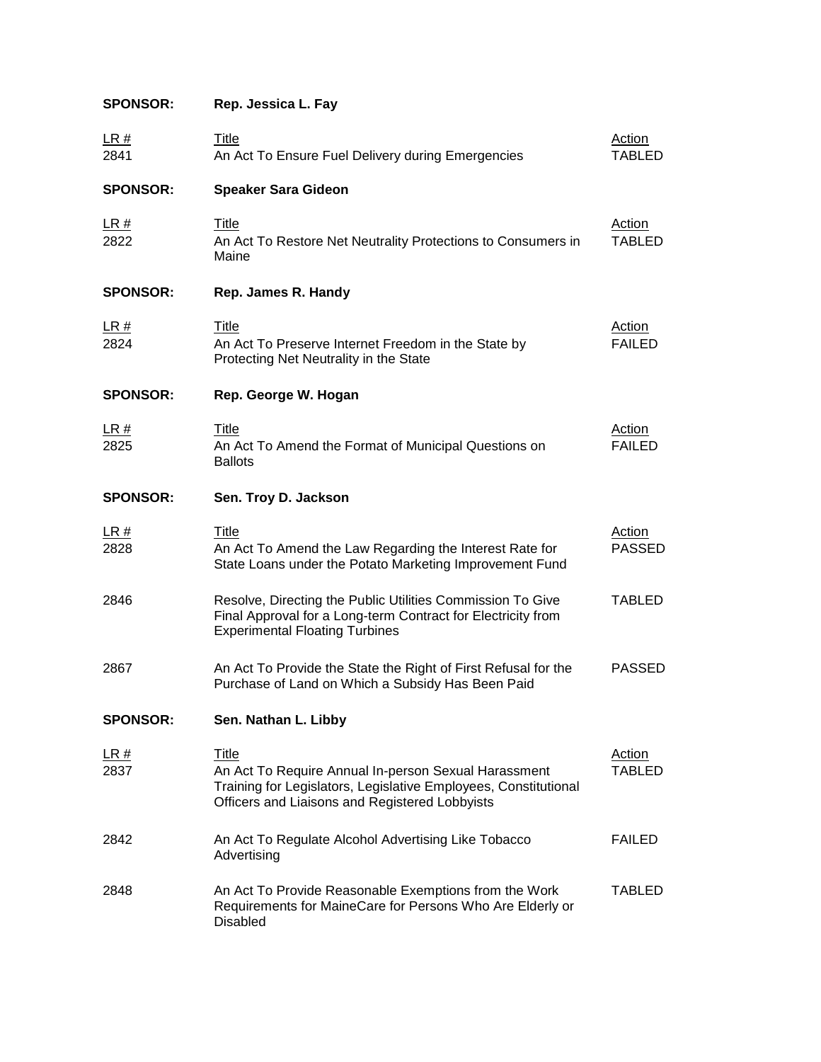**SPONSOR:** **Rep. Jessica L. Fay**

| LR # | Title | Action |
|---|---|---|
| 2841 | An Act To Ensure Fuel Delivery during Emergencies | TABLED |

**SPONSOR:** **Speaker Sara Gideon**

| LR # | Title | Action |
|---|---|---|
| 2822 | An Act To Restore Net Neutrality Protections to Consumers in Maine | TABLED |

**SPONSOR:** **Rep. James R. Handy**

| LR # | Title | Action |
|---|---|---|
| 2824 | An Act To Preserve Internet Freedom in the State by Protecting Net Neutrality in the State | FAILED |

**SPONSOR:** **Rep. George W. Hogan**

| LR # | Title | Action |
|---|---|---|
| 2825 | An Act To Amend the Format of Municipal Questions on Ballots | FAILED |

**SPONSOR:** **Sen. Troy D. Jackson**

| LR # | Title | Action |
|---|---|---|
| 2828 | An Act To Amend the Law Regarding the Interest Rate for State Loans under the Potato Marketing Improvement Fund | PASSED |
| 2846 | Resolve, Directing the Public Utilities Commission To Give Final Approval for a Long-term Contract for Electricity from Experimental Floating Turbines | TABLED |
| 2867 | An Act To Provide the State the Right of First Refusal for the Purchase of Land on Which a Subsidy Has Been Paid | PASSED |

**SPONSOR:** **Sen. Nathan L. Libby**

| LR # | Title | Action |
|---|---|---|
| 2837 | An Act To Require Annual In-person Sexual Harassment Training for Legislators, Legislative Employees, Constitutional Officers and Liaisons and Registered Lobbyists | TABLED |
| 2842 | An Act To Regulate Alcohol Advertising Like Tobacco Advertising | FAILED |
| 2848 | An Act To Provide Reasonable Exemptions from the Work Requirements for MaineCare for Persons Who Are Elderly or Disabled | TABLED |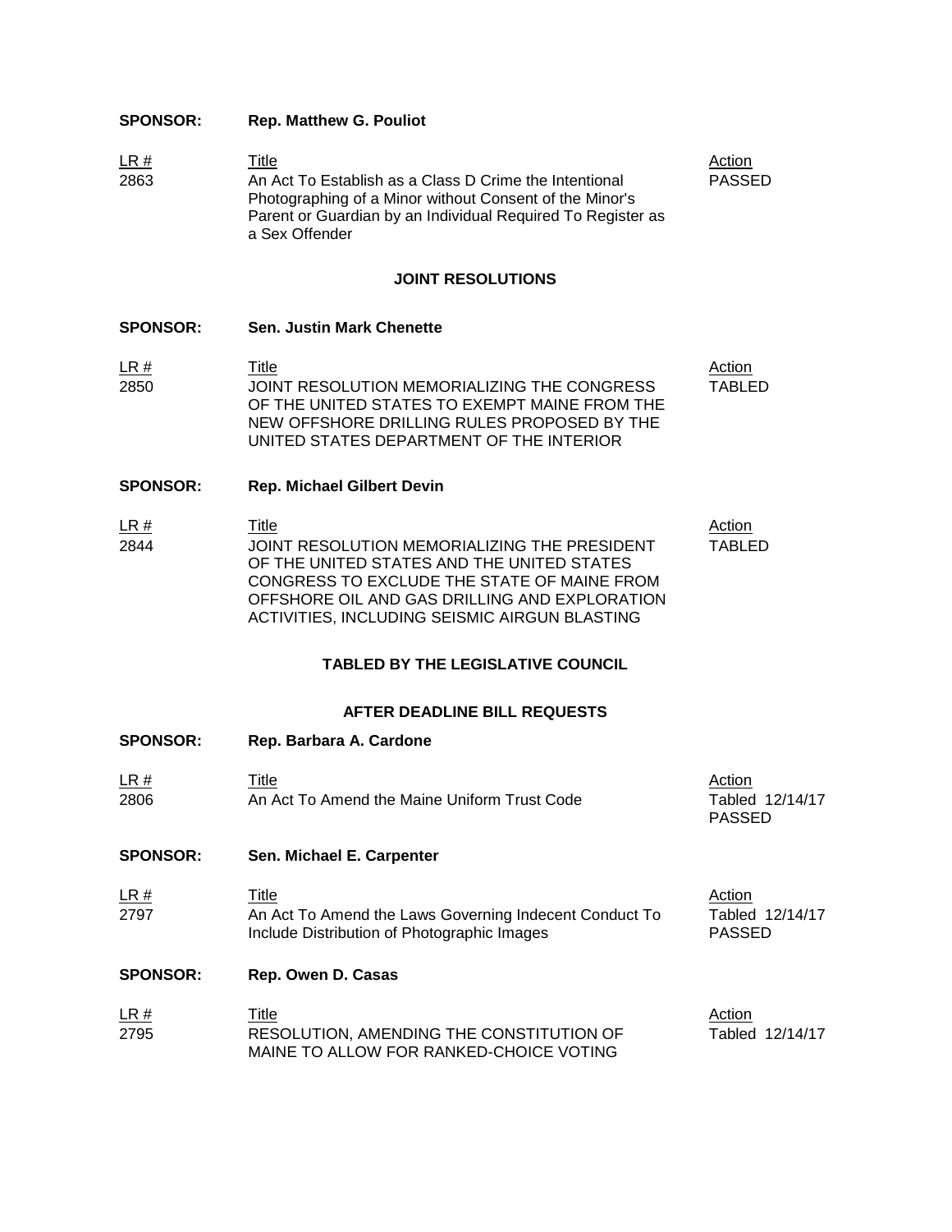**SPONSOR:** **Rep. Matthew G. Pouliot**

| LR # | Title | Action |
|---|---|---|
| 2863 | An Act To Establish as a Class D Crime the Intentional Photographing of a Minor without Consent of the Minor's Parent or Guardian by an Individual Required To Register as a Sex Offender | PASSED |

## JOINT RESOLUTIONS

**SPONSOR:** **Sen. Justin Mark Chenette**

| LR # | Title | Action |
|---|---|---|
| 2850 | JOINT RESOLUTION MEMORIALIZING THE CONGRESS OF THE UNITED STATES TO EXEMPT MAINE FROM THE NEW OFFSHORE DRILLING RULES PROPOSED BY THE UNITED STATES DEPARTMENT OF THE INTERIOR | TABLED |

**SPONSOR:** **Rep. Michael Gilbert Devin**

| LR # | Title | Action |
|---|---|---|
| 2844 | JOINT RESOLUTION MEMORIALIZING THE PRESIDENT OF THE UNITED STATES AND THE UNITED STATES CONGRESS TO EXCLUDE THE STATE OF MAINE FROM OFFSHORE OIL AND GAS DRILLING AND EXPLORATION ACTIVITIES, INCLUDING SEISMIC AIRGUN BLASTING | TABLED |

## TABLED BY THE LEGISLATIVE COUNCIL

## AFTER DEADLINE BILL REQUESTS

**SPONSOR:** **Rep. Barbara A. Cardone**

| LR # | Title | Action |
|---|---|---|
| 2806 | An Act To Amend the Maine Uniform Trust Code | Tabled 12/14/17 PASSED |

**SPONSOR:** **Sen. Michael E. Carpenter**

| LR # | Title | Action |
|---|---|---|
| 2797 | An Act To Amend the Laws Governing Indecent Conduct To Include Distribution of Photographic Images | Tabled 12/14/17 PASSED |

**SPONSOR:** **Rep. Owen D. Casas**

| LR # | Title | Action |
|---|---|---|
| 2795 | RESOLUTION, AMENDING THE CONSTITUTION OF MAINE TO ALLOW FOR RANKED-CHOICE VOTING | Tabled 12/14/17 |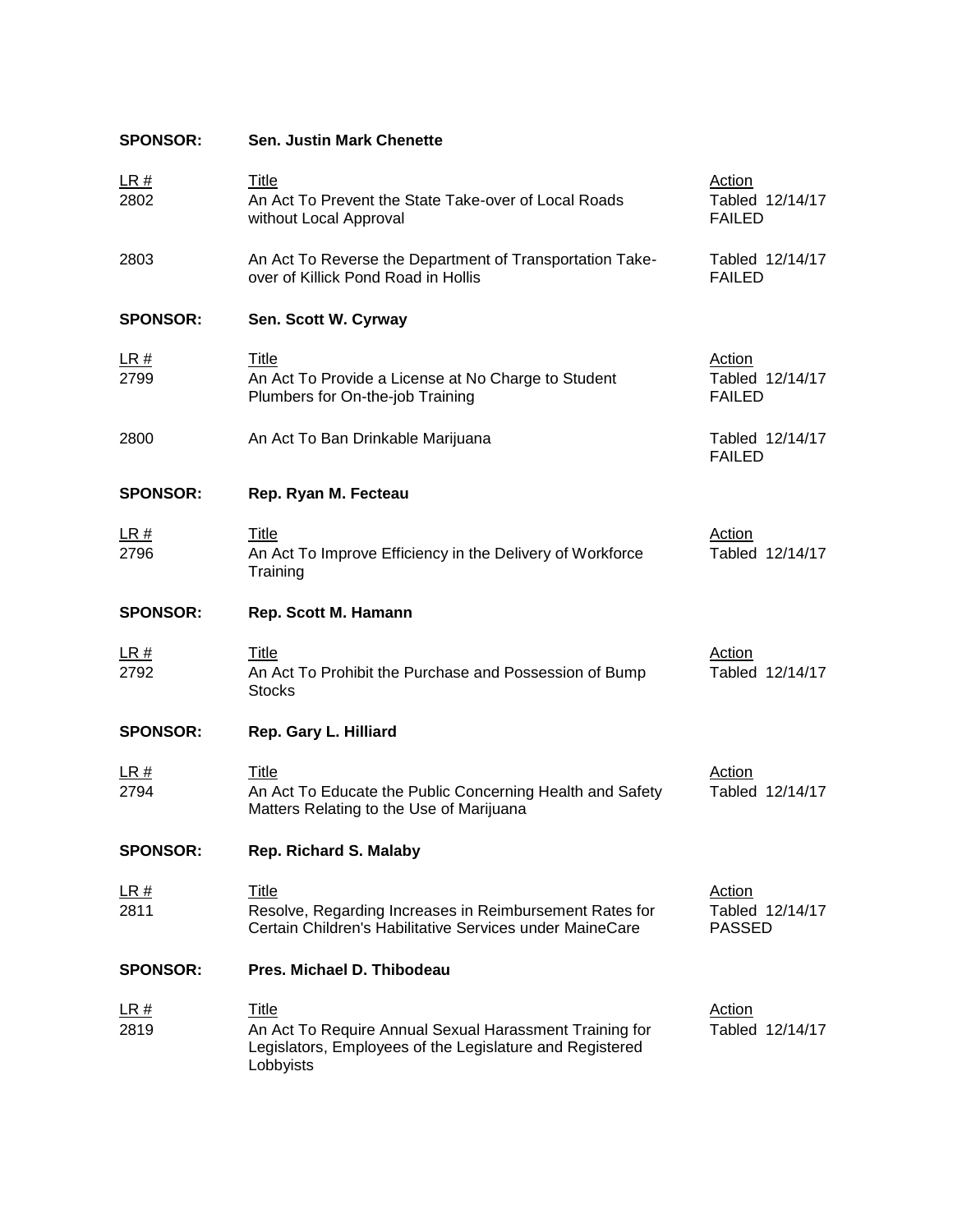**SPONSOR:** **Sen. Justin Mark Chenette**

| LR # | Title | Action |
|---|---|---|
| 2802 | An Act To Prevent the State Take-over of Local Roads without Local Approval | Tabled 12/14/17 FAILED |
| 2803 | An Act To Reverse the Department of Transportation Take-over of Killick Pond Road in Hollis | Tabled 12/14/17 FAILED |

**SPONSOR:** **Sen. Scott W. Cyrway**

| LR # | Title | Action |
|---|---|---|
| 2799 | An Act To Provide a License at No Charge to Student Plumbers for On-the-job Training | Tabled 12/14/17 FAILED |
| 2800 | An Act To Ban Drinkable Marijuana | Tabled 12/14/17 FAILED |

**SPONSOR:** **Rep. Ryan M. Fecteau**

| LR # | Title | Action |
|---|---|---|
| 2796 | An Act To Improve Efficiency in the Delivery of Workforce Training | Tabled 12/14/17 |

**SPONSOR:** **Rep. Scott M. Hamann**

| LR # | Title | Action |
|---|---|---|
| 2792 | An Act To Prohibit the Purchase and Possession of Bump Stocks | Tabled 12/14/17 |

**SPONSOR:** **Rep. Gary L. Hilliard**

| LR # | Title | Action |
|---|---|---|
| 2794 | An Act To Educate the Public Concerning Health and Safety Matters Relating to the Use of Marijuana | Tabled 12/14/17 |

**SPONSOR:** **Rep. Richard S. Malaby**

| LR # | Title | Action |
|---|---|---|
| 2811 | Resolve, Regarding Increases in Reimbursement Rates for Certain Children's Habilitative Services under MaineCare | Tabled 12/14/17 PASSED |

**SPONSOR:** **Pres. Michael D. Thibodeau**

| LR # | Title | Action |
|---|---|---|
| 2819 | An Act To Require Annual Sexual Harassment Training for Legislators, Employees of the Legislature and Registered Lobbyists | Tabled 12/14/17 |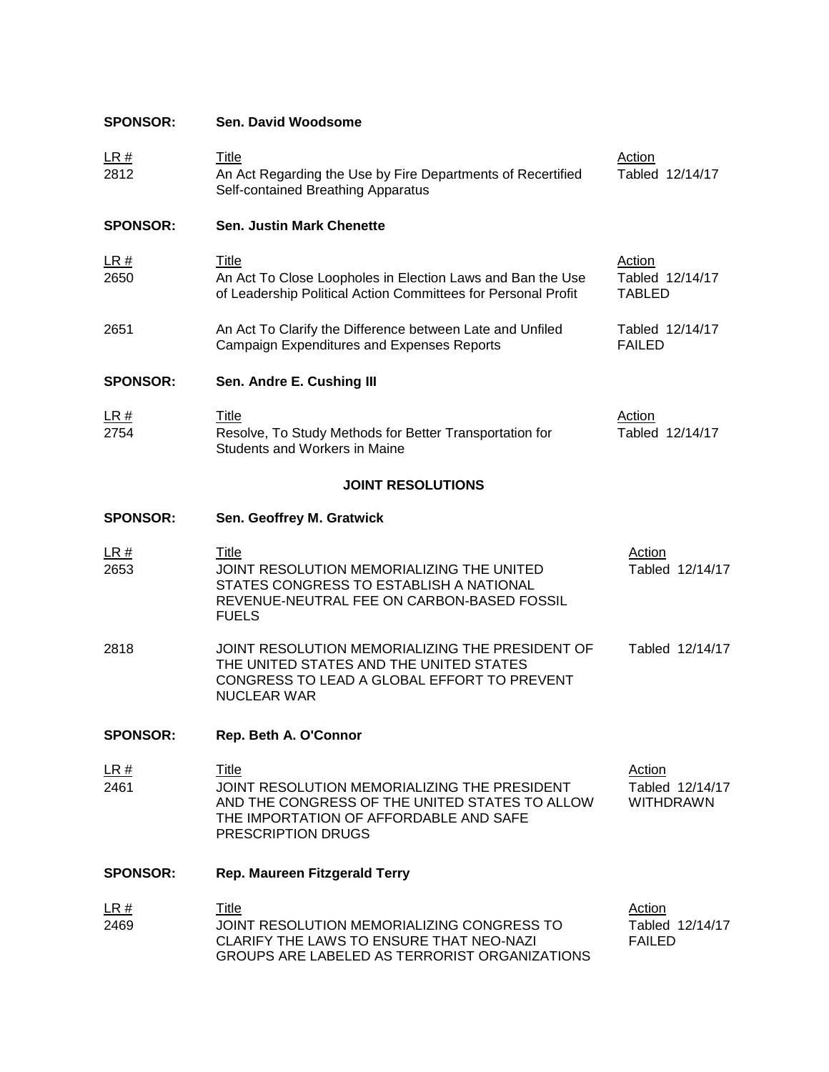**SPONSOR:** **Sen. David Woodsome**

| LR # | Title | Action |
| --- | --- | --- |
| 2812 | An Act Regarding the Use by Fire Departments of Recertified Self-contained Breathing Apparatus | Tabled 12/14/17 |

**SPONSOR:** **Sen. Justin Mark Chenette**

| LR # | Title | Action |
| --- | --- | --- |
| 2650 | An Act To Close Loopholes in Election Laws and Ban the Use of Leadership Political Action Committees for Personal Profit | Tabled 12/14/17 TABLED |
| 2651 | An Act To Clarify the Difference between Late and Unfiled Campaign Expenditures and Expenses Reports | Tabled 12/14/17 FAILED |

**SPONSOR:** **Sen. Andre E. Cushing III**

| LR # | Title | Action |
| --- | --- | --- |
| 2754 | Resolve, To Study Methods for Better Transportation for Students and Workers in Maine | Tabled 12/14/17 |

## JOINT RESOLUTIONS

**SPONSOR:** **Sen. Geoffrey M. Gratwick**

| LR # | Title | Action |
| --- | --- | --- |
| 2653 | JOINT RESOLUTION MEMORIALIZING THE UNITED STATES CONGRESS TO ESTABLISH A NATIONAL REVENUE-NEUTRAL FEE ON CARBON-BASED FOSSIL FUELS | Tabled 12/14/17 |
| 2818 | JOINT RESOLUTION MEMORIALIZING THE PRESIDENT OF THE UNITED STATES AND THE UNITED STATES CONGRESS TO LEAD A GLOBAL EFFORT TO PREVENT NUCLEAR WAR | Tabled 12/14/17 |

**SPONSOR:** **Rep. Beth A. O'Connor**

| LR # | Title | Action |
| --- | --- | --- |
| 2461 | JOINT RESOLUTION MEMORIALIZING THE PRESIDENT AND THE CONGRESS OF THE UNITED STATES TO ALLOW THE IMPORTATION OF AFFORDABLE AND SAFE PRESCRIPTION DRUGS | Tabled 12/14/17 WITHDRAWN |

**SPONSOR:** **Rep. Maureen Fitzgerald Terry**

| LR # | Title | Action |
| --- | --- | --- |
| 2469 | JOINT RESOLUTION MEMORIALIZING CONGRESS TO CLARIFY THE LAWS TO ENSURE THAT NEO-NAZI GROUPS ARE LABELED AS TERRORIST ORGANIZATIONS | Tabled 12/14/17 FAILED |